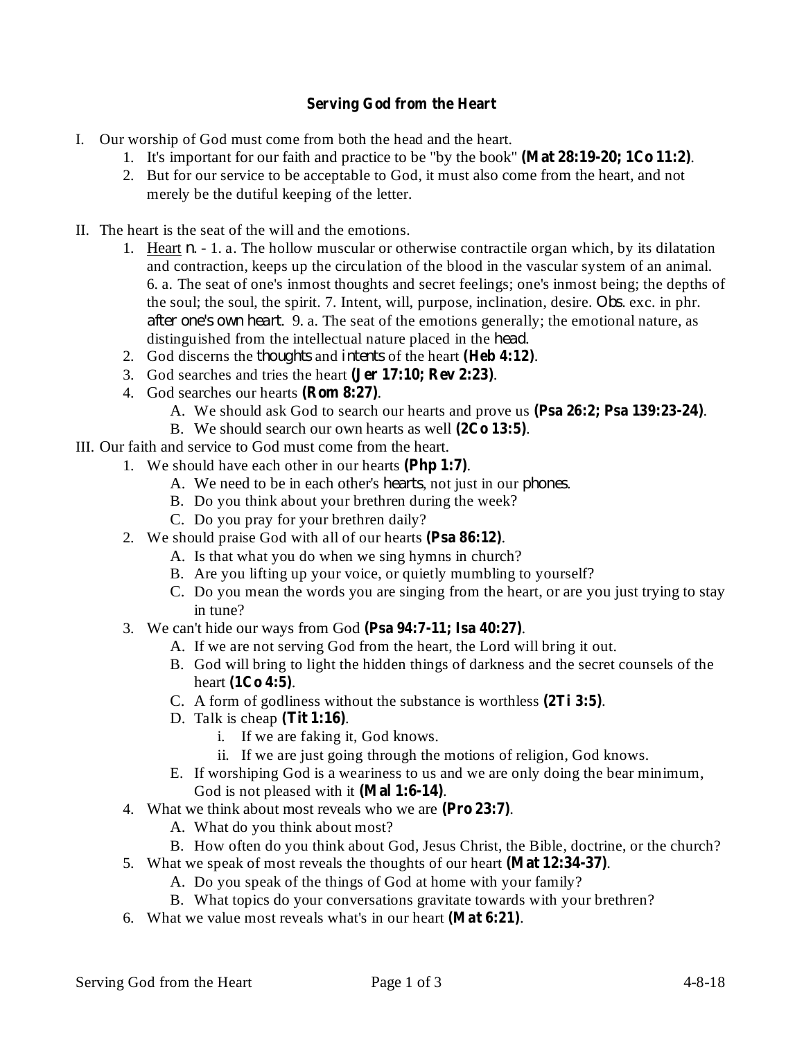# Serving God from the Heart

I. Our worship of God must come from both the head and the heart.
   1. It's important for our faith and practice to be "by the book" **(Mat 28:19-20; 1Co 11:2)**.
   2. But for our service to be acceptable to God, it must also come from the heart, and not merely be the dutiful keeping of the letter.

II. The heart is the seat of the will and the emotions.
   1. Heart *n.* - 1. a. The hollow muscular or otherwise contractile organ which, by its dilatation and contraction, keeps up the circulation of the blood in the vascular system of an animal. 6. a. The seat of one's inmost thoughts and secret feelings; one's inmost being; the depths of the soul; the soul, the spirit. 7. Intent, will, purpose, inclination, desire. *Obs.* exc. in phr. *after one's own heart*. 9. a. The seat of the emotions generally; the emotional nature, as distinguished from the intellectual nature placed in the *head*.
   2. God discerns the *thoughts* and *intents* of the heart **(Heb 4:12)**.
   3. God searches and tries the heart **(Jer 17:10; Rev 2:23)**.
   4. God searches our hearts **(Rom 8:27)**.
      A. We should ask God to search our hearts and prove us **(Psa 26:2; Psa 139:23-24)**.
      B. We should search our own hearts as well **(2Co 13:5)**.

III. Our faith and service to God must come from the heart.
   1. We should have each other in our hearts **(Php 1:7)**.
      A. We need to be in each other's *hearts*, not just in our *phones*.
      B. Do you think about your brethren during the week?
      C. Do you pray for your brethren daily?
   2. We should praise God with all of our hearts **(Psa 86:12)**.
      A. Is that what you do when we sing hymns in church?
      B. Are you lifting up your voice, or quietly mumbling to yourself?
      C. Do you mean the words you are singing from the heart, or are you just trying to stay in tune?
   3. We can't hide our ways from God **(Psa 94:7-11; Isa 40:27)**.
      A. If we are not serving God from the heart, the Lord will bring it out.
      B. God will bring to light the hidden things of darkness and the secret counsels of the heart **(1Co 4:5)**.
      C. A form of godliness without the substance is worthless **(2Ti 3:5)**.
      D. Talk is cheap **(Tit 1:16)**.
         i. If we are faking it, God knows.
         ii. If we are just going through the motions of religion, God knows.
      E. If worshiping God is a weariness to us and we are only doing the bear minimum, God is not pleased with it **(Mal 1:6-14)**.
   4. What we think about most reveals who we are **(Pro 23:7)**.
      A. What do you think about most?
      B. How often do you think about God, Jesus Christ, the Bible, doctrine, or the church?
   5. What we speak of most reveals the thoughts of our heart **(Mat 12:34-37)**.
      A. Do you speak of the things of God at home with your family?
      B. What topics do your conversations gravitate towards with your brethren?
   6. What we value most reveals what's in our heart **(Mat 6:21)**.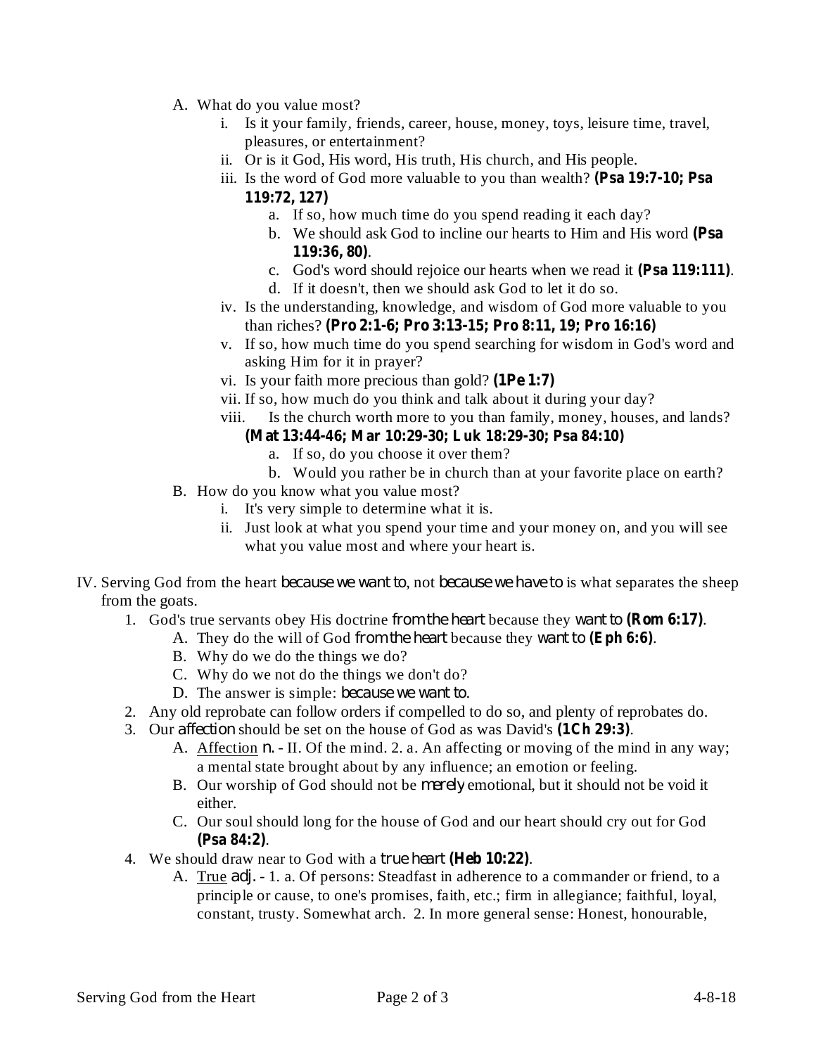A. What do you value most?
   i. Is it your family, friends, career, house, money, toys, leisure time, travel, pleasures, or entertainment?
   ii. Or is it God, His word, His truth, His church, and His people.
   iii. Is the word of God more valuable to you than wealth? **(Psa 19:7-10; Psa 119:72, 127)**
      a. If so, how much time do you spend reading it each day?
      b. We should ask God to incline our hearts to Him and His word **(Psa 119:36, 80)**.
      c. God's word should rejoice our hearts when we read it **(Psa 119:111)**.
      d. If it doesn't, then we should ask God to let it do so.
   iv. Is the understanding, knowledge, and wisdom of God more valuable to you than riches? **(Pro 2:1-6; Pro 3:13-15; Pro 8:11, 19; Pro 16:16)**
   v. If so, how much time do you spend searching for wisdom in God's word and asking Him for it in prayer?
   vi. Is your faith more precious than gold? **(1Pe 1:7)**
   vii. If so, how much do you think and talk about it during your day?
   viii. Is the church worth more to you than family, money, houses, and lands? **(Mat 13:44-46; Mar 10:29-30; Luk 18:29-30; Psa 84:10)**
      a. If so, do you choose it over them?
      b. Would you rather be in church than at your favorite place on earth?

B. How do you know what you value most?
   i. It's very simple to determine what it is.
   ii. Just look at what you spend your time and your money on, and you will see what you value most and where your heart is.

IV. Serving God from the heart *because we want to*, not *because we have to* is what separates the sheep from the goats.

1. God's true servants obey His doctrine *from the heart* because they *want to* **(Rom 6:17)**.
   A. They do the will of God *from the heart* because they *want to* **(Eph 6:6)**.
   B. Why do we do the things we do?
   C. Why do we not do the things we don't do?
   D. The answer is simple: *because we want to*.
2. Any old reprobate can follow orders if compelled to do so, and plenty of reprobates do.
3. Our *affection* should be set on the house of God as was David's **(1Ch 29:3)**.
   A. <u>Affection</u> *n.* - II. Of the mind. 2. a. An affecting or moving of the mind in any way; a mental state brought about by any influence; an emotion or feeling.
   B. Our worship of God should not be *merely* emotional, but it should not be void it either.
   C. Our soul should long for the house of God and our heart should cry out for God **(Psa 84:2)**.
4. We should draw near to God with a *true heart* **(Heb 10:22)**.
   A. <u>True</u> *adj.* - 1. a. Of persons: Steadfast in adherence to a commander or friend, to a principle or cause, to one's promises, faith, etc.; firm in allegiance; faithful, loyal, constant, trusty. Somewhat arch. 2. In more general sense: Honest, honourable,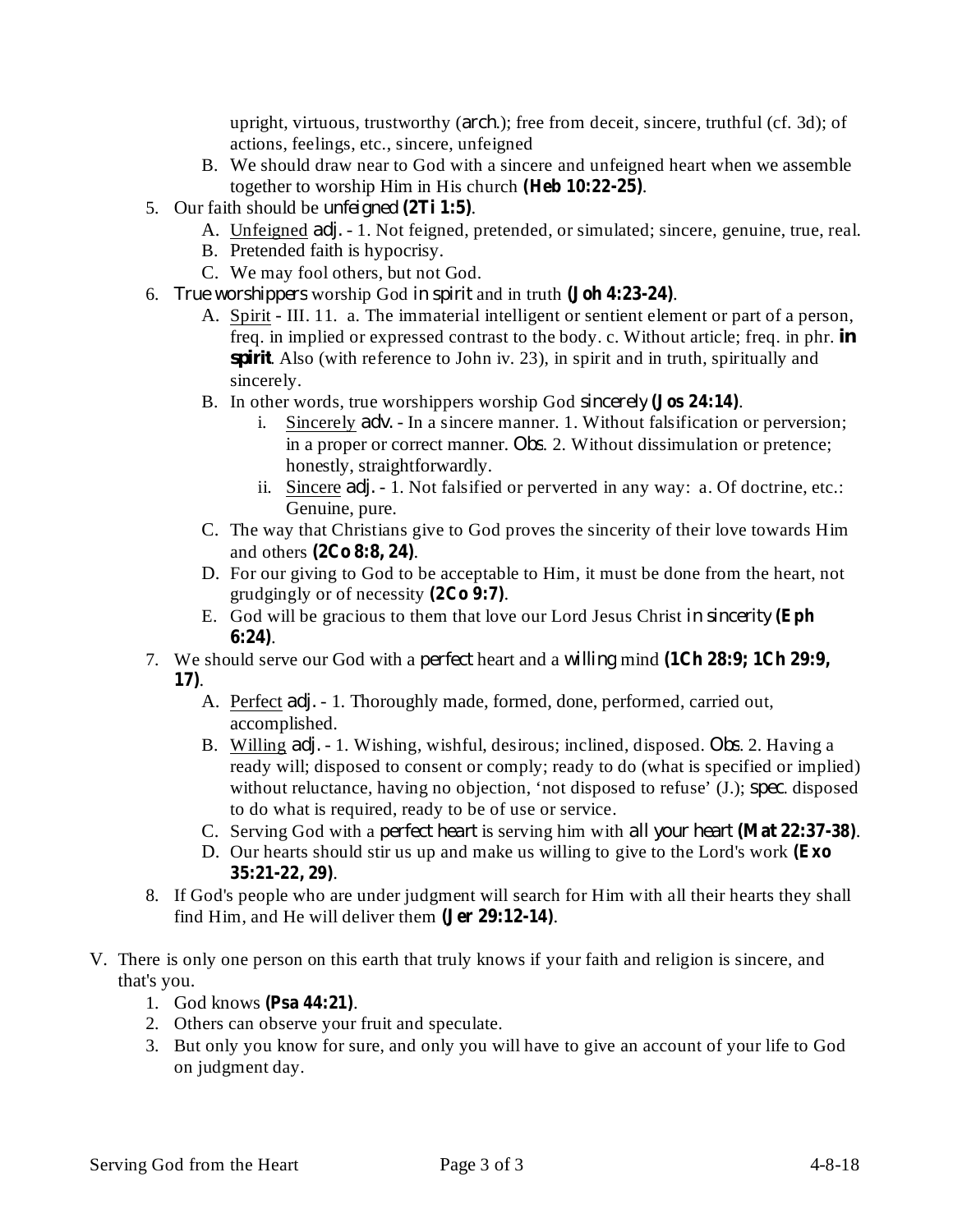upright, virtuous, trustworthy (*arch.*); free from deceit, sincere, truthful (cf. 3d); of actions, feelings, etc., sincere, unfeigned

B. We should draw near to God with a sincere and unfeigned heart when we assemble together to worship Him in His church **(Heb 10:22-25)**.

5. Our faith should be *unfeigned* **(2Ti 1:5)**.
   A. Unfeigned *adj.* - 1. Not feigned, pretended, or simulated; sincere, genuine, true, real.
   B. Pretended faith is hypocrisy.
   C. We may fool others, but not God.
6. *True worshippers* worship God *in spirit* and in truth **(Joh 4:23-24)**.
   A. Spirit - III. 11. a. The immaterial intelligent or sentient element or part of a person, freq. in implied or expressed contrast to the body. c. Without article; freq. in phr. ***in spirit***. Also (with reference to John iv. 23), in spirit and in truth, spiritually and sincerely.
   B. In other words, true worshippers worship God *sincerely* **(Jos 24:14)**.
      i. Sincerely *adv.* - In a sincere manner. 1. Without falsification or perversion; in a proper or correct manner. *Obs*. 2. Without dissimulation or pretence; honestly, straightforwardly.
      ii. Sincere *adj.* - 1. Not falsified or perverted in any way: a. Of doctrine, etc.: Genuine, pure.
   C. The way that Christians give to God proves the sincerity of their love towards Him and others **(2Co 8:8, 24)**.
   D. For our giving to God to be acceptable to Him, it must be done from the heart, not grudgingly or of necessity **(2Co 9:7)**.
   E. God will be gracious to them that love our Lord Jesus Christ *in sincerity* **(Eph 6:24)**.
7. We should serve our God with a *perfect* heart and a *willing* mind **(1Ch 28:9; 1Ch 29:9, 17)**.
   A. Perfect *adj.* - 1. Thoroughly made, formed, done, performed, carried out, accomplished.
   B. Willing *adj.* - 1. Wishing, wishful, desirous; inclined, disposed. *Obs*. 2. Having a ready will; disposed to consent or comply; ready to do (what is specified or implied) without reluctance, having no objection, 'not disposed to refuse' (J.); *spec*. disposed to do what is required, ready to be of use or service.
   C. Serving God with a *perfect heart* is serving him with *all your heart* **(Mat 22:37-38)**.
   D. Our hearts should stir us up and make us willing to give to the Lord's work **(Exo 35:21-22, 29)**.
8. If God's people who are under judgment will search for Him with all their hearts they shall find Him, and He will deliver them **(Jer 29:12-14)**.

V. There is only one person on this earth that truly knows if your faith and religion is sincere, and that's you.

1. God knows **(Psa 44:21)**.
2. Others can observe your fruit and speculate.
3. But only you know for sure, and only you will have to give an account of your life to God on judgment day.